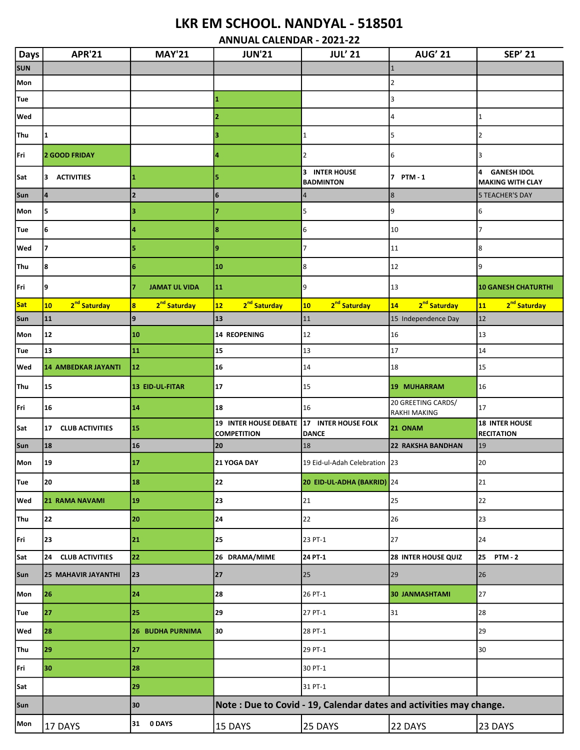# LKR EM SCHOOL. NANDYAL - 518501

## ANNUAL CALENDAR - 2021-22

| Days | APR'21 | MAY'21 | JUN'21 | JUL' 21 | AUG' 21 | SEP' 21 |
|---|---|---|---|---|---|---|
| SUN | | | | | 1 | |
| Mon | | | | | 2 | |
| Tue | | | 1 | | 3 | |
| Wed | | | 2 | | 4 | 1 |
| Thu | 1 | | 3 | 1 | 5 | 2 |
| Fri | 2 GOOD FRIDAY | | 4 | 2 | 6 | 3 |
| Sat | 3 ACTIVITIES | 1 | 5 | 3 INTER HOUSE BADMINTON | 7 PTM - 1 | 4 GANESH IDOL MAKING WITH CLAY |
| Sun | 4 | 2 | 6 | 4 | 8 | 5 TEACHER'S DAY |
| Mon | 5 | 3 | 7 | 5 | 9 | 6 |
| Tue | 6 | 4 | 8 | 6 | 10 | 7 |
| Wed | 7 | 5 | 9 | 7 | 11 | 8 |
| Thu | 8 | 6 | 10 | 8 | 12 | 9 |
| Fri | 9 | 7 JAMAT UL VIDA | 11 | 9 | 13 | 10 GANESH CHATURTHI |
| Sat | 10 2nd Saturday | 8 2nd Saturday | 12 2nd Saturday | 10 2nd Saturday | 14 2nd Saturday | 11 2nd Saturday |
| Sun | 11 | 9 | 13 | 11 | 15 Independence Day | 12 |
| Mon | 12 | 10 | 14 REOPENING | 12 | 16 | 13 |
| Tue | 13 | 11 | 15 | 13 | 17 | 14 |
| Wed | 14 AMBEDKAR JAYANTI | 12 | 16 | 14 | 18 | 15 |
| Thu | 15 | 13 EID-UL-FITAR | 17 | 15 | 19 MUHARRAM | 16 |
| Fri | 16 | 14 | 18 | 16 | 20 GREETING CARDS/ RAKHI MAKING | 17 |
| Sat | 17 CLUB ACTIVITIES | 15 | 19 INTER HOUSE DEBATE COMPETITION | 17 INTER HOUSE FOLK DANCE | 21 ONAM | 18 INTER HOUSE RECITATION |
| Sun | 18 | 16 | 20 | 18 | 22 RAKSHA BANDHAN | 19 |
| Mon | 19 | 17 | 21 YOGA DAY | 19 Eid-ul-Adah Celebration | 23 | 20 |
| Tue | 20 | 18 | 22 | 20 EID-UL-ADHA (BAKRID) | 24 | 21 |
| Wed | 21 RAMA NAVAMI | 19 | 23 | 21 | 25 | 22 |
| Thu | 22 | 20 | 24 | 22 | 26 | 23 |
| Fri | 23 | 21 | 25 | 23 PT-1 | 27 | 24 |
| Sat | 24 CLUB ACTIVITIES | 22 | 26 DRAMA/MIME | 24 PT-1 | 28 INTER HOUSE QUIZ | 25 PTM - 2 |
| Sun | 25 MAHAVIR JAYANTHI | 23 | 27 | 25 | 29 | 26 |
| Mon | 26 | 24 | 28 | 26 PT-1 | 30 JANMASHTAMI | 27 |
| Tue | 27 | 25 | 29 | 27 PT-1 | 31 | 28 |
| Wed | 28 | 26 BUDHA PURNIMA | 30 | 28 PT-1 | | 29 |
| Thu | 29 | 27 | | 29 PT-1 | | 30 |
| Fri | 30 | 28 | | 30 PT-1 | | |
| Sat | | 29 | | 31 PT-1 | | |
| Sun | | 30 | Note : Due to Covid - 19, Calendar dates and activities may change. | | | |
| Mon | 17 DAYS | 31 0 DAYS | 15 DAYS | 25 DAYS | 22 DAYS | 23 DAYS |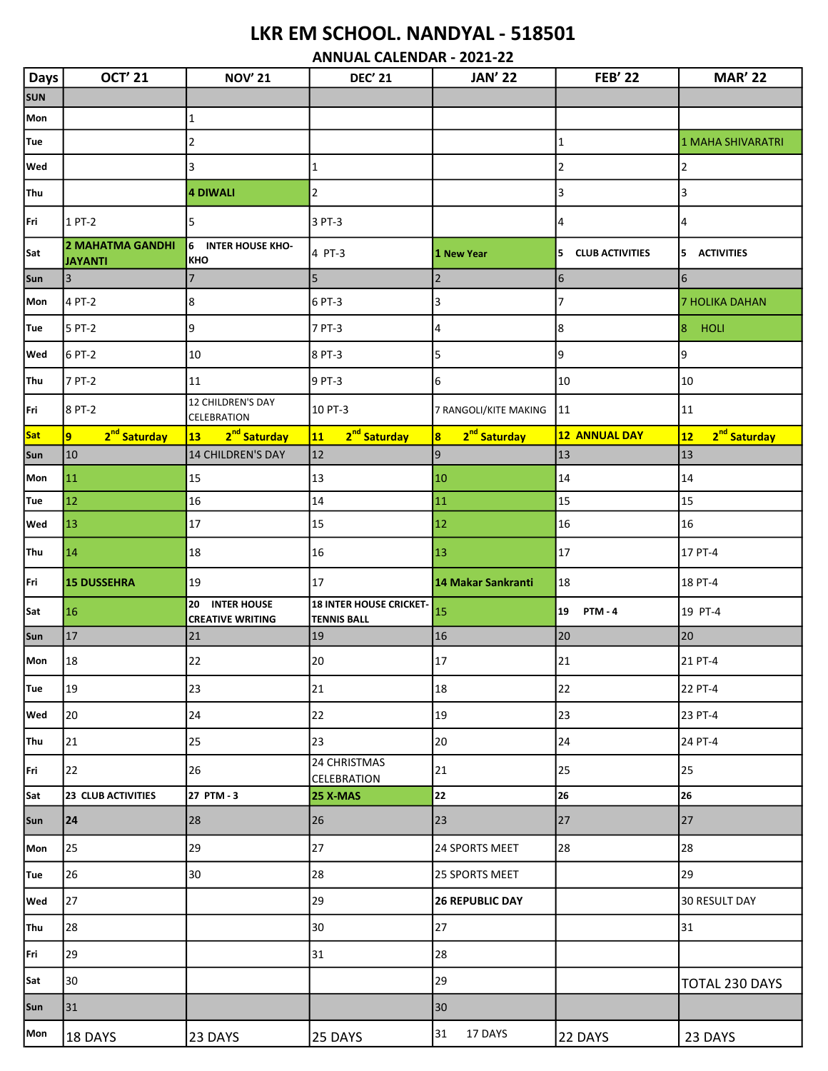# LKR EM SCHOOL. NANDYAL - 518501

## ANNUAL CALENDAR - 2021-22

| Days | OCT' 21 | NOV' 21 | DEC' 21 | JAN' 22 | FEB' 22 | MAR' 22 |
|---|---|---|---|---|---|---|
| SUN | | | | | | |
| Mon | | 1 | | | | |
| Tue | | 2 | | | 1 | 1 MAHA SHIVARATRI |
| Wed | | 3 | 1 | | 2 | 2 |
| Thu | | **4 DIWALI** | 2 | | 3 | 3 |
| Fri | 1 PT-2 | 5 | 3 PT-3 | | 4 | 4 |
| Sat | **2 MAHATMA GANDHI JAYANTI** | **6 INTER HOUSE KHO-KHO** | 4 PT-3 | **1 New Year** | **5 CLUB ACTIVITIES** | **5 ACTIVITIES** |
| Sun | 3 | 7 | 5 | 2 | 6 | 6 |
| Mon | 4 PT-2 | 8 | 6 PT-3 | 3 | 7 | 7 HOLIKA DAHAN |
| Tue | 5 PT-2 | 9 | 7 PT-3 | 4 | 8 | 8 HOLI |
| Wed | 6 PT-2 | 10 | 8 PT-3 | 5 | 9 | 9 |
| Thu | 7 PT-2 | 11 | 9 PT-3 | 6 | 10 | 10 |
| Fri | 8 PT-2 | 12 CHILDREN'S DAY CELEBRATION | 10 PT-3 | 7 RANGOLI/KITE MAKING | 11 | 11 |
| **Sat** | **9 2nd Saturday** | **13 2nd Saturday** | **11 2nd Saturday** | **8 2nd Saturday** | **12 ANNUAL DAY** | **12 2nd Saturday** |
| Sun | 10 | 14 CHILDREN'S DAY | 12 | 9 | 13 | 13 |
| Mon | 11 | 15 | 13 | 10 | 14 | 14 |
| Tue | 12 | 16 | 14 | 11 | 15 | 15 |
| Wed | 13 | 17 | 15 | 12 | 16 | 16 |
| Thu | 14 | 18 | 16 | 13 | 17 | 17 PT-4 |
| Fri | **15 DUSSEHRA** | 19 | 17 | **14 Makar Sankranti** | 18 | 18 PT-4 |
| Sat | 16 | **20 INTER HOUSE CREATIVE WRITING** | **18 INTER HOUSE CRICKET-TENNIS BALL** | 15 | **19 PTM - 4** | 19 PT-4 |
| Sun | 17 | 21 | 19 | 16 | 20 | 20 |
| Mon | 18 | 22 | 20 | 17 | 21 | 21 PT-4 |
| Tue | 19 | 23 | 21 | 18 | 22 | 22 PT-4 |
| Wed | 20 | 24 | 22 | 19 | 23 | 23 PT-4 |
| Thu | 21 | 25 | 23 | 20 | 24 | 24 PT-4 |
| Fri | 22 | 26 | 24 CHRISTMAS CELEBRATION | 21 | 25 | 25 |
| Sat | **23 CLUB ACTIVITIES** | **27 PTM - 3** | **25 X-MAS** | **22** | **26** | **26** |
| Sun | **24** | 28 | 26 | 23 | 27 | 27 |
| Mon | 25 | 29 | 27 | 24 SPORTS MEET | 28 | 28 |
| Tue | 26 | 30 | 28 | 25 SPORTS MEET | | 29 |
| Wed | 27 | | 29 | **26 REPUBLIC DAY** | | 30 RESULT DAY |
| Thu | 28 | | 30 | 27 | | 31 |
| Fri | 29 | | 31 | 28 | | |
| Sat | 30 | | | 29 | | TOTAL 230 DAYS |
| Sun | 31 | | | 30 | | |
| Mon | 18 DAYS | 23 DAYS | 25 DAYS | 31 17 DAYS | 22 DAYS | 23 DAYS |